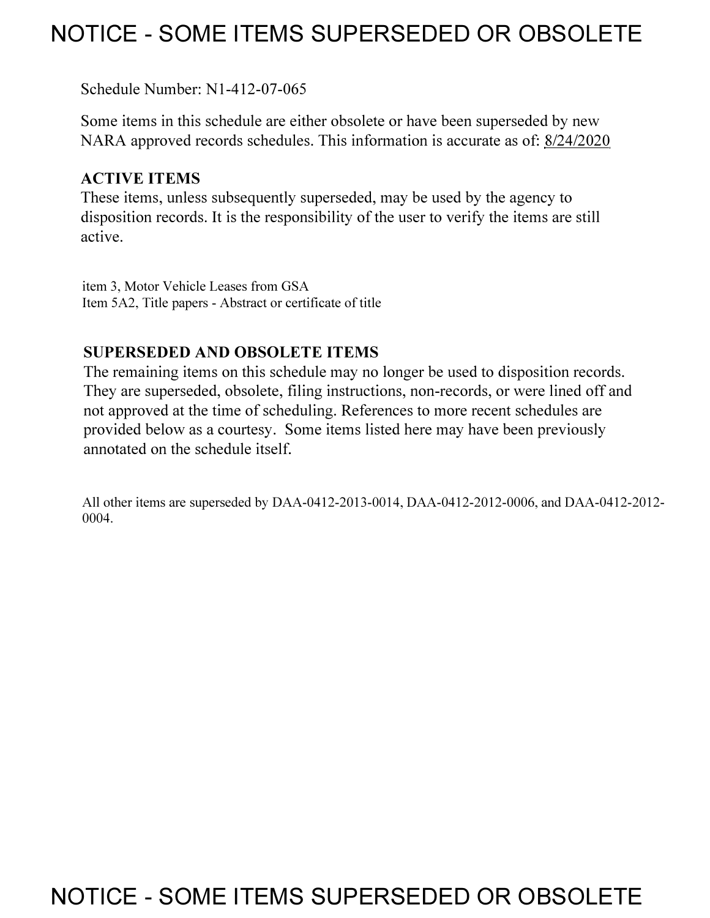# NOTICE - SOME ITEMS SUPERSEDED OR OBSOLETE

Schedule Number: N1-412-07-065

Some items in this schedule are either obsolete or have been superseded by new NARA approved records schedules. This information is accurate as of: 8/24/2020

### ACTIVE ITEMS

These items, unless subsequently superseded, may be used by the agency to disposition records. It is the responsibility of the user to verify the items are still active.

item 3, Motor Vehicle Leases from GSA
Item 5A2, Title papers - Abstract or certificate of title

### SUPERSEDED AND OBSOLETE ITEMS

The remaining items on this schedule may no longer be used to disposition records. They are superseded, obsolete, filing instructions, non-records, or were lined off and not approved at the time of scheduling. References to more recent schedules are provided below as a courtesy. Some items listed here may have been previously annotated on the schedule itself.

All other items are superseded by DAA-0412-2013-0014, DAA-0412-2012-0006, and DAA-0412-2012-0004.

# NOTICE - SOME ITEMS SUPERSEDED OR OBSOLETE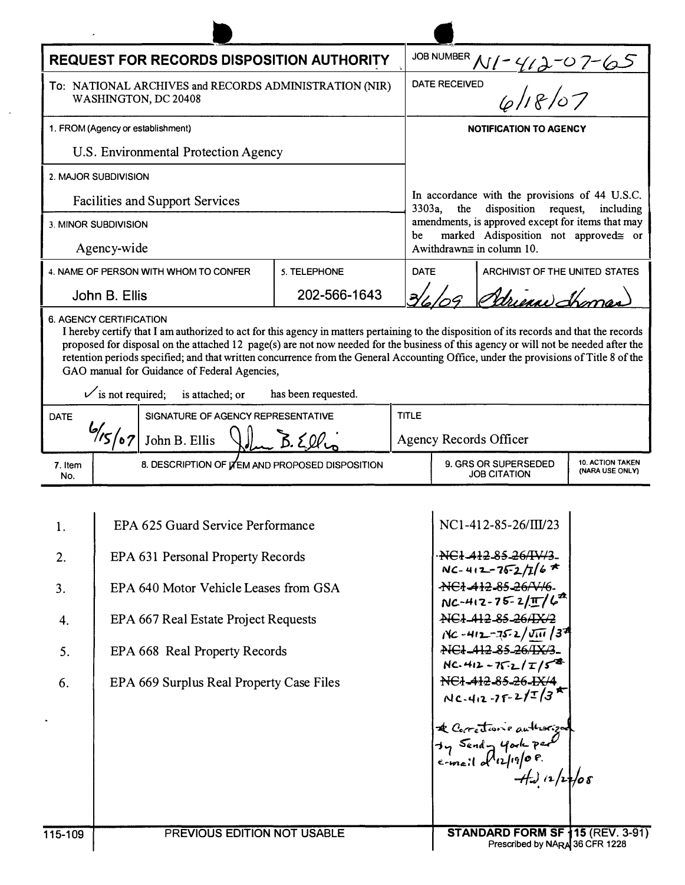# REQUEST FOR RECORDS DISPOSITION AUTHORITY

**JOB NUMBER** N1-412-07-65

**To:** NATIONAL ARCHIVES and RECORDS ADMINISTRATION (NIR) WASHINGTON, DC 20408

**DATE RECEIVED** 6/18/07

**1. FROM (Agency or establishment)**

U.S. Environmental Protection Agency

**2. MAJOR SUBDIVISION**

Facilities and Support Services

**3. MINOR SUBDIVISION**

Agency-wide

**NOTIFICATION TO AGENCY**

In accordance with the provisions of 44 U.S.C. 3303a, the disposition request, including amendments, is approved except for items that may be marked Adisposition not approved≅ or Awithdrawn≅ in column 10.

| 4. NAME OF PERSON WITH WHOM TO CONFER | 5. TELEPHONE | DATE | ARCHIVIST OF THE UNITED STATES |
|---|---|---|---|
| John B. Ellis | 202-566-1643 | 3/6/09 | Adrienne Thomas |

**6. AGENCY CERTIFICATION**

I hereby certify that I am authorized to act for this agency in matters pertaining to the disposition of its records and that the records proposed for disposal on the attached 12 page(s) are not now needed for the business of this agency or will not be needed after the retention periods specified; and that written concurrence from the General Accounting Office, under the provisions of Title 8 of the GAO manual for Guidance of Federal Agencies,

✓ is not required; is attached; or has been requested.

| DATE | SIGNATURE OF AGENCY REPRESENTATIVE | TITLE |
|---|---|---|
| 6/15/07 | John B. Ellis | Agency Records Officer |

| 7. Item No. | 8. DESCRIPTION OF ITEM AND PROPOSED DISPOSITION | 9. GRS OR SUPERSEDED JOB CITATION | 10. ACTION TAKEN (NARA USE ONLY) |
|---|---|---|---|
| 1. | EPA 625 Guard Service Performance | NC1-412-85-26/III/23 | |
| 2. | EPA 631 Personal Property Records | ~~NC1-412-85-26/IV/3~~ NC-412-75-2/I/6 * | |
| 3. | EPA 640 Motor Vehicle Leases from GSA | ~~NC1-412-85-26/V/6~~ NC-412-75-2/II/6 * | |
| 4. | EPA 667 Real Estate Project Requests | ~~NC1-412-85-26/IX/2~~ NC-412-75-2/VIII/3 * | |
| 5. | EPA 668 Real Property Records | ~~NC1-412-85-26/IX/3~~ NC-412-75-2/I/5 * | |
| 6. | EPA 669 Surplus Real Property Case Files | ~~NC1-412-85-26-IX/4~~ NC-412-75-2/I/3 * | |

\* Corrections authorized by Sandy York per e-mail of 12/19/08. -HW 12/22/08

115-109 PREVIOUS EDITION NOT USABLE

**STANDARD FORM SF 115** (REV. 3-91) Prescribed by NARA 36 CFR 1228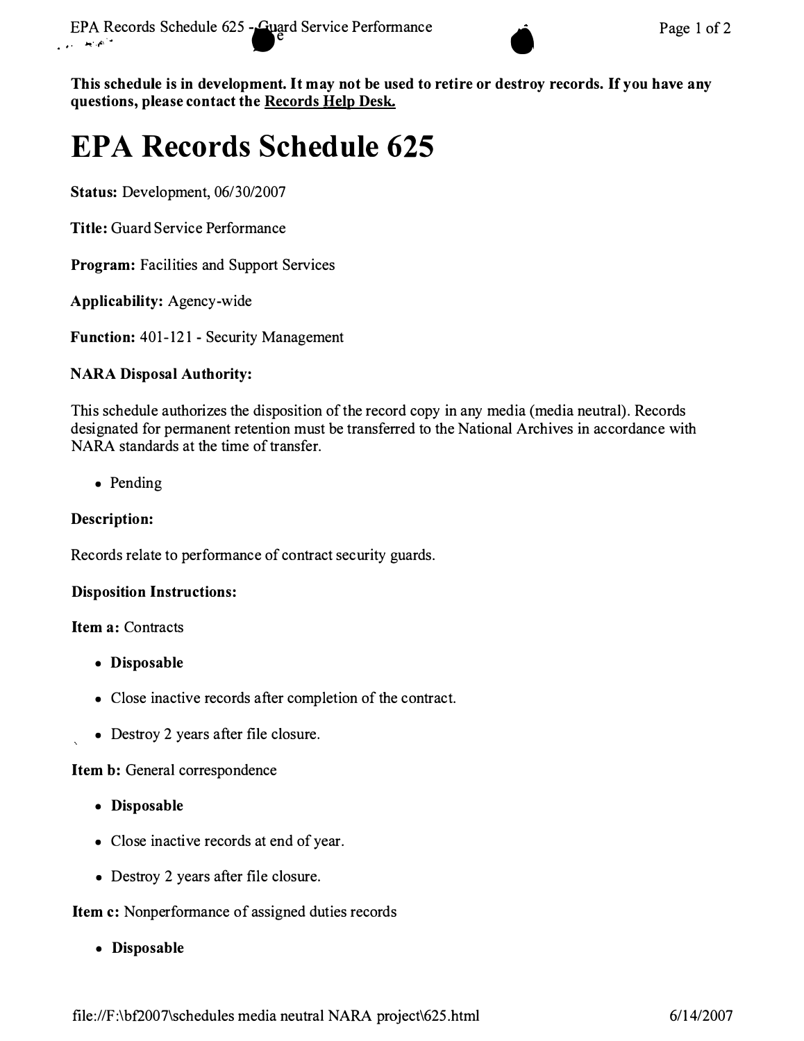**This schedule is in development. It may not be used to retire or destroy records. If you have any questions, please contact the Records Help Desk.**

# EPA Records Schedule 625

**Status:** Development, 06/30/2007

**Title:** Guard Service Performance

**Program:** Facilities and Support Services

**Applicability:** Agency-wide

**Function:** 401-121 - Security Management

**NARA Disposal Authority:**

This schedule authorizes the disposition of the record copy in any media (media neutral). Records designated for permanent retention must be transferred to the National Archives in accordance with NARA standards at the time of transfer.

- Pending

**Description:**

Records relate to performance of contract security guards.

**Disposition Instructions:**

**Item a:** Contracts

- **Disposable**
- Close inactive records after completion of the contract.
- Destroy 2 years after file closure.

**Item b:** General correspondence

- **Disposable**
- Close inactive records at end of year.
- Destroy 2 years after file closure.

**Item c:** Nonperformance of assigned duties records

- **Disposable**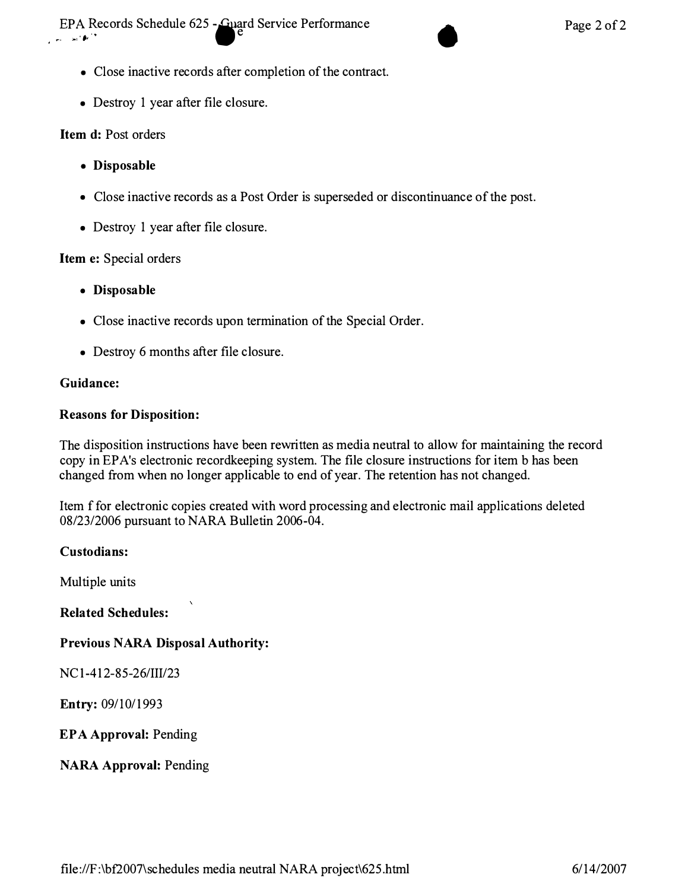- Close inactive records after completion of the contract.
- Destroy 1 year after file closure.

**Item d:** Post orders

- **Disposable**
- Close inactive records as a Post Order is superseded or discontinuance of the post.
- Destroy 1 year after file closure.

**Item e:** Special orders

- **Disposable**
- Close inactive records upon termination of the Special Order.
- Destroy 6 months after file closure.

**Guidance:**

**Reasons for Disposition:**

The disposition instructions have been rewritten as media neutral to allow for maintaining the record copy in EPA's electronic recordkeeping system. The file closure instructions for item b has been changed from when no longer applicable to end of year. The retention has not changed.

Item f for electronic copies created with word processing and electronic mail applications deleted 08/23/2006 pursuant to NARA Bulletin 2006-04.

**Custodians:**

Multiple units

**Related Schedules:**

**Previous NARA Disposal Authority:**

NC1-412-85-26/III/23

**Entry:** 09/10/1993

**EPA Approval:** Pending

**NARA Approval:** Pending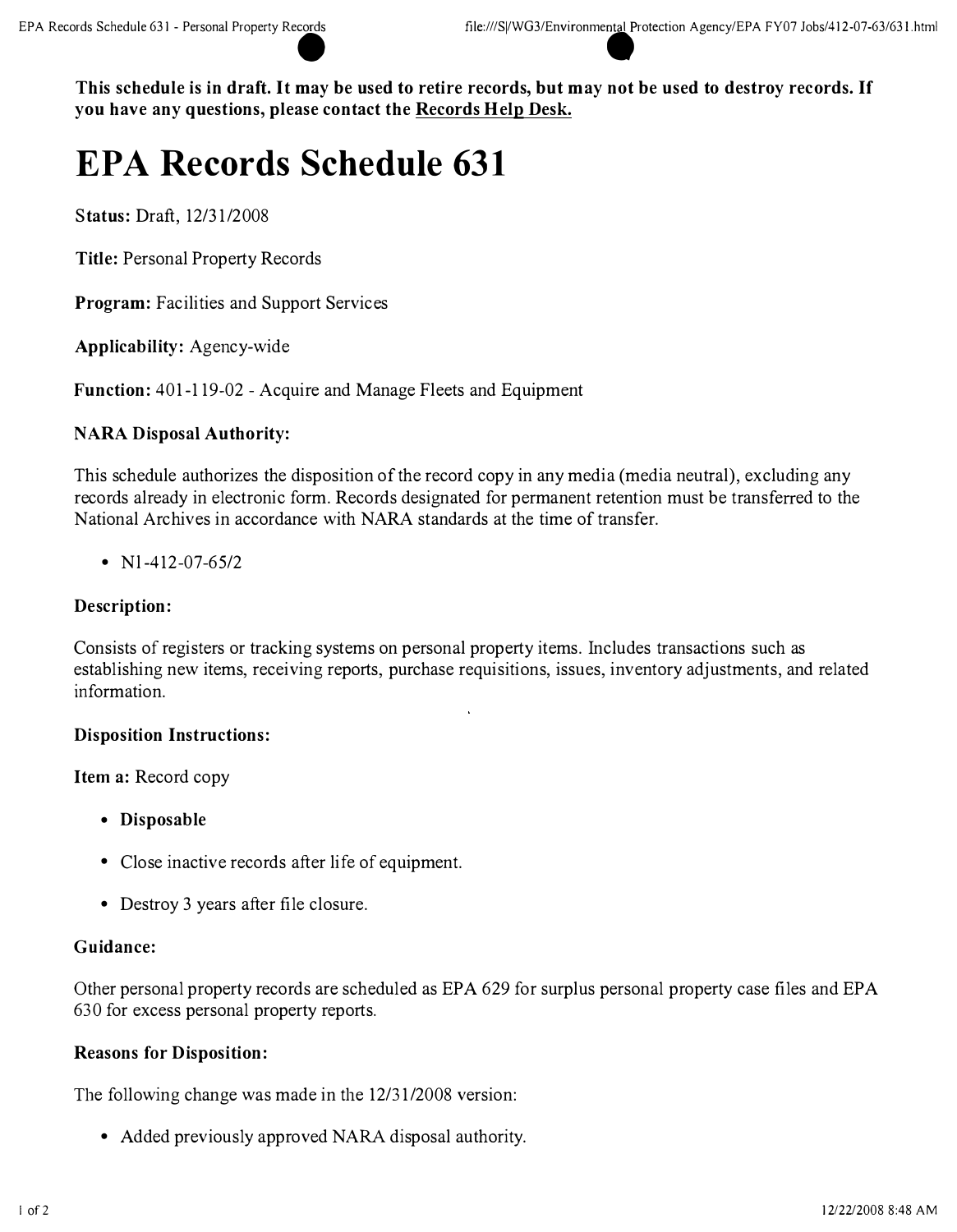**This schedule is in draft. It may be used to retire records, but may not be used to destroy records. If you have any questions, please contact the Records Help Desk.**

# EPA Records Schedule 631

**Status:** Draft, 12/31/2008

**Title:** Personal Property Records

**Program:** Facilities and Support Services

**Applicability:** Agency-wide

**Function:** 401-119-02 - Acquire and Manage Fleets and Equipment

### NARA Disposal Authority:

This schedule authorizes the disposition of the record copy in any media (media neutral), excluding any records already in electronic form. Records designated for permanent retention must be transferred to the National Archives in accordance with NARA standards at the time of transfer.

- N1-412-07-65/2

### Description:

Consists of registers or tracking systems on personal property items. Includes transactions such as establishing new items, receiving reports, purchase requisitions, issues, inventory adjustments, and related information.

### Disposition Instructions:

**Item a:** Record copy

- **Disposable**
- Close inactive records after life of equipment.
- Destroy 3 years after file closure.

### Guidance:

Other personal property records are scheduled as EPA 629 for surplus personal property case files and EPA 630 for excess personal property reports.

### Reasons for Disposition:

The following change was made in the 12/31/2008 version:

- Added previously approved NARA disposal authority.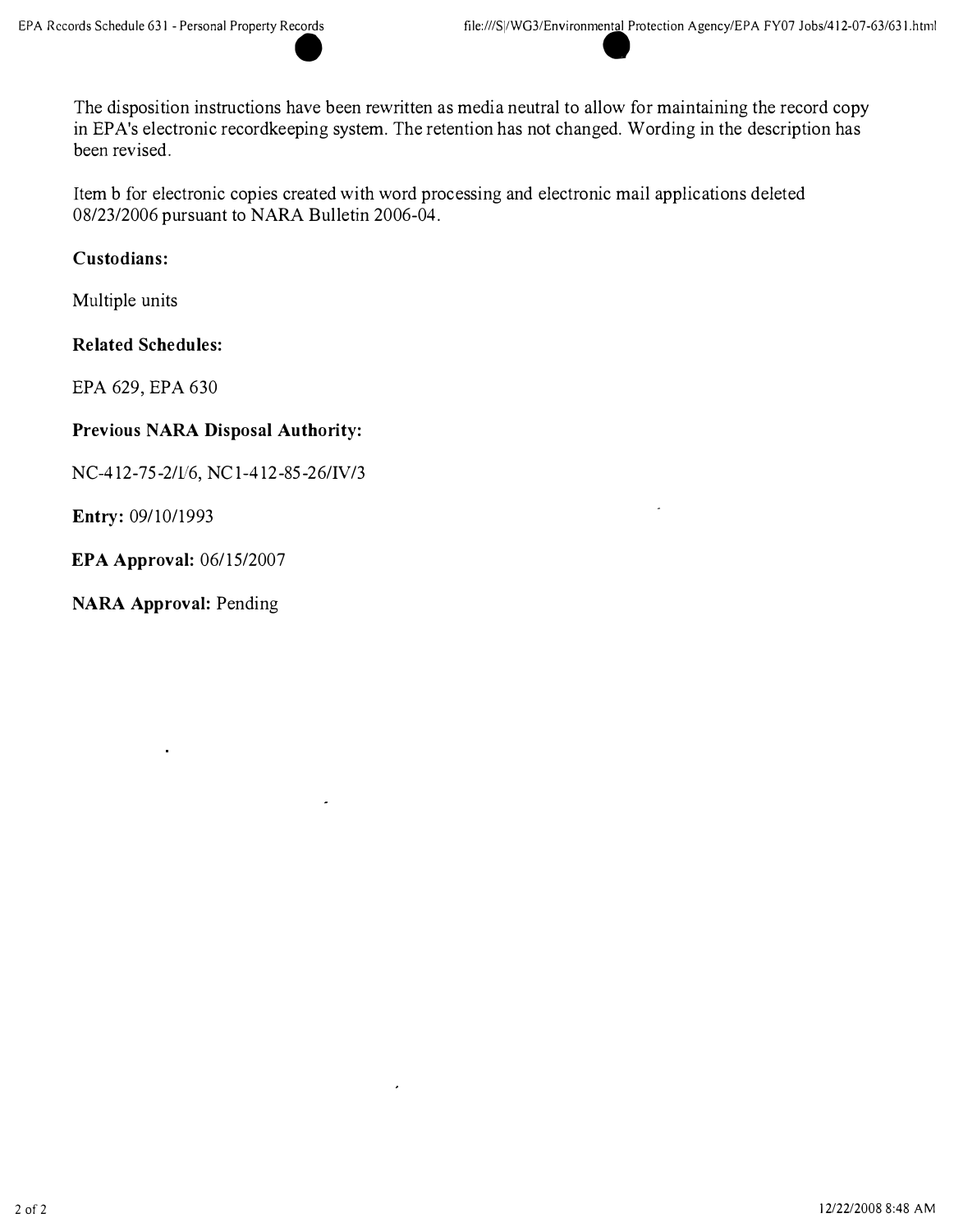The disposition instructions have been rewritten as media neutral to allow for maintaining the record copy in EPA's electronic recordkeeping system. The retention has not changed. Wording in the description has been revised.

Item b for electronic copies created with word processing and electronic mail applications deleted 08/23/2006 pursuant to NARA Bulletin 2006-04.

**Custodians:**

Multiple units

**Related Schedules:**

EPA 629, EPA 630

**Previous NARA Disposal Authority:**

NC-412-75-2/I/6, NC1-412-85-26/IV/3

**Entry:** 09/10/1993

**EPA Approval:** 06/15/2007

**NARA Approval:** Pending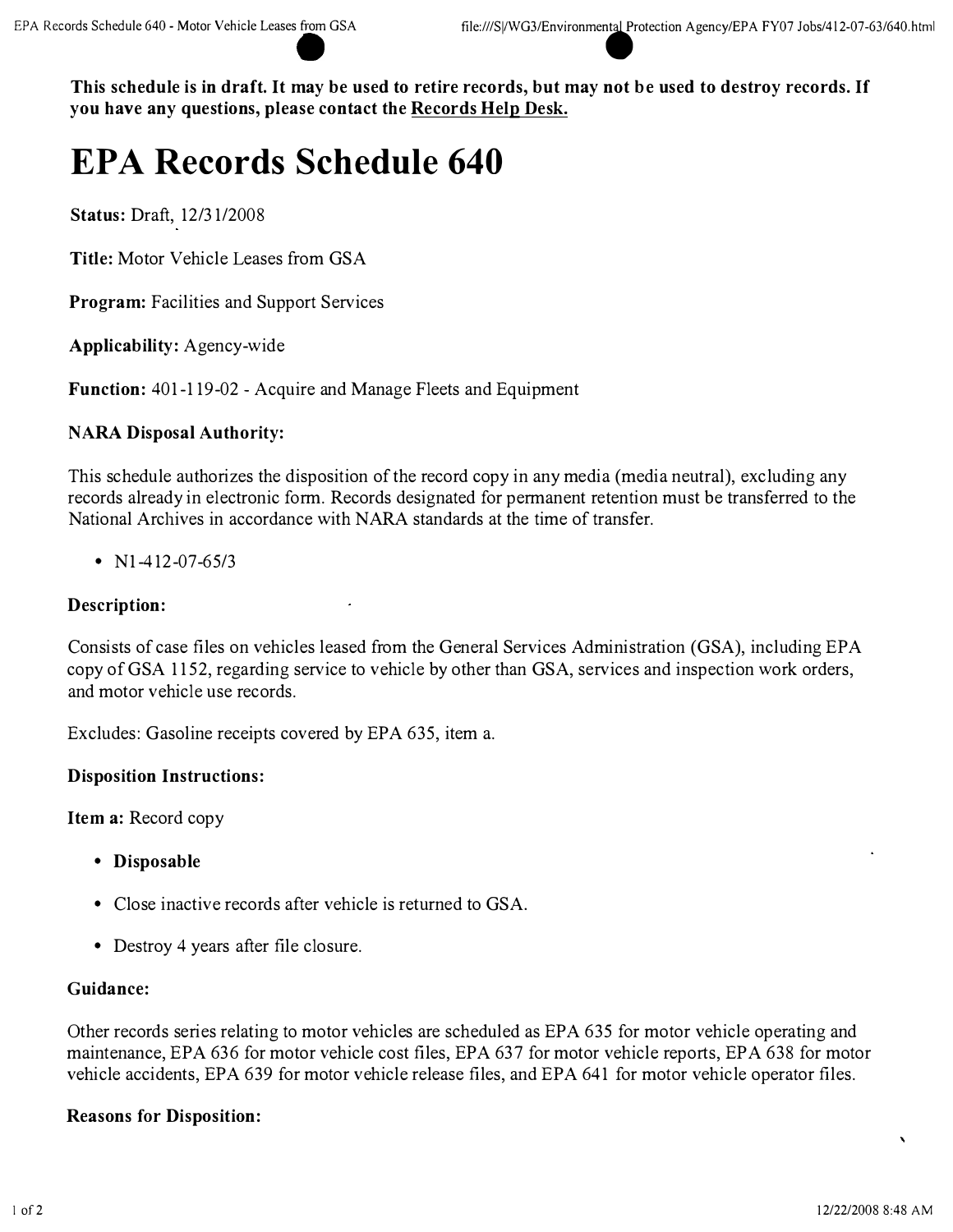**This schedule is in draft. It may be used to retire records, but may not be used to destroy records. If you have any questions, please contact the Records Help Desk.**

# EPA Records Schedule 640

**Status:** Draft, 12/31/2008

**Title:** Motor Vehicle Leases from GSA

**Program:** Facilities and Support Services

**Applicability:** Agency-wide

**Function:** 401-119-02 - Acquire and Manage Fleets and Equipment

### NARA Disposal Authority:

This schedule authorizes the disposition of the record copy in any media (media neutral), excluding any records already in electronic form. Records designated for permanent retention must be transferred to the National Archives in accordance with NARA standards at the time of transfer.

- N1-412-07-65/3

### Description:

Consists of case files on vehicles leased from the General Services Administration (GSA), including EPA copy of GSA 1152, regarding service to vehicle by other than GSA, services and inspection work orders, and motor vehicle use records.

Excludes: Gasoline receipts covered by EPA 635, item a.

### Disposition Instructions:

**Item a:** Record copy

- **Disposable**
- Close inactive records after vehicle is returned to GSA.
- Destroy 4 years after file closure.

### Guidance:

Other records series relating to motor vehicles are scheduled as EPA 635 for motor vehicle operating and maintenance, EPA 636 for motor vehicle cost files, EPA 637 for motor vehicle reports, EPA 638 for motor vehicle accidents, EPA 639 for motor vehicle release files, and EPA 641 for motor vehicle operator files.

### Reasons for Disposition: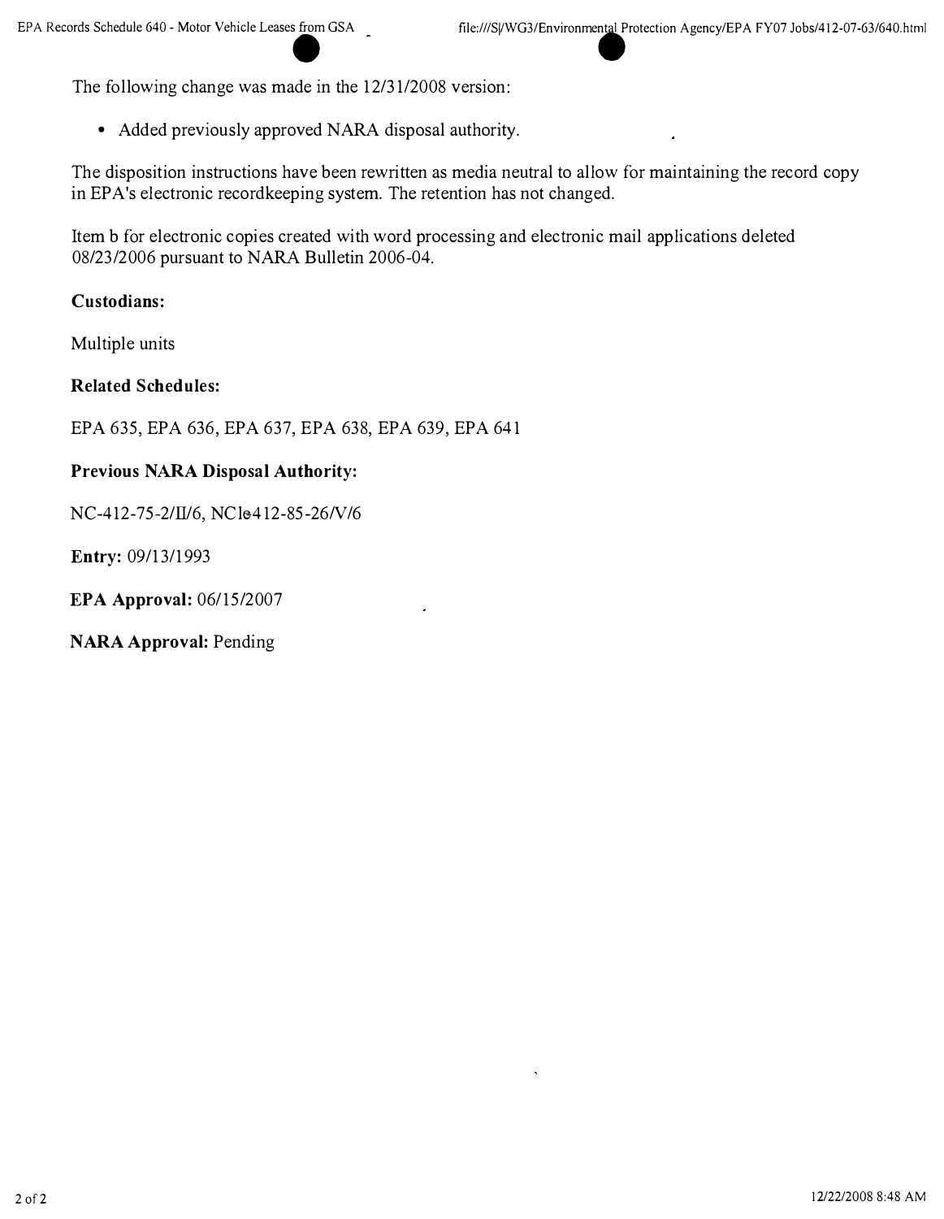The following change was made in the 12/31/2008 version:

- Added previously approved NARA disposal authority.

The disposition instructions have been rewritten as media neutral to allow for maintaining the record copy in EPA's electronic recordkeeping system. The retention has not changed.

Item b for electronic copies created with word processing and electronic mail applications deleted 08/23/2006 pursuant to NARA Bulletin 2006-04.

**Custodians:**

Multiple units

**Related Schedules:**

EPA 635, EPA 636, EPA 637, EPA 638, EPA 639, EPA 641

**Previous NARA Disposal Authority:**

NC-412-75-2/II/6, NC1e412-85-26/V/6

**Entry:** 09/13/1993

**EPA Approval:** 06/15/2007

**NARA Approval:** Pending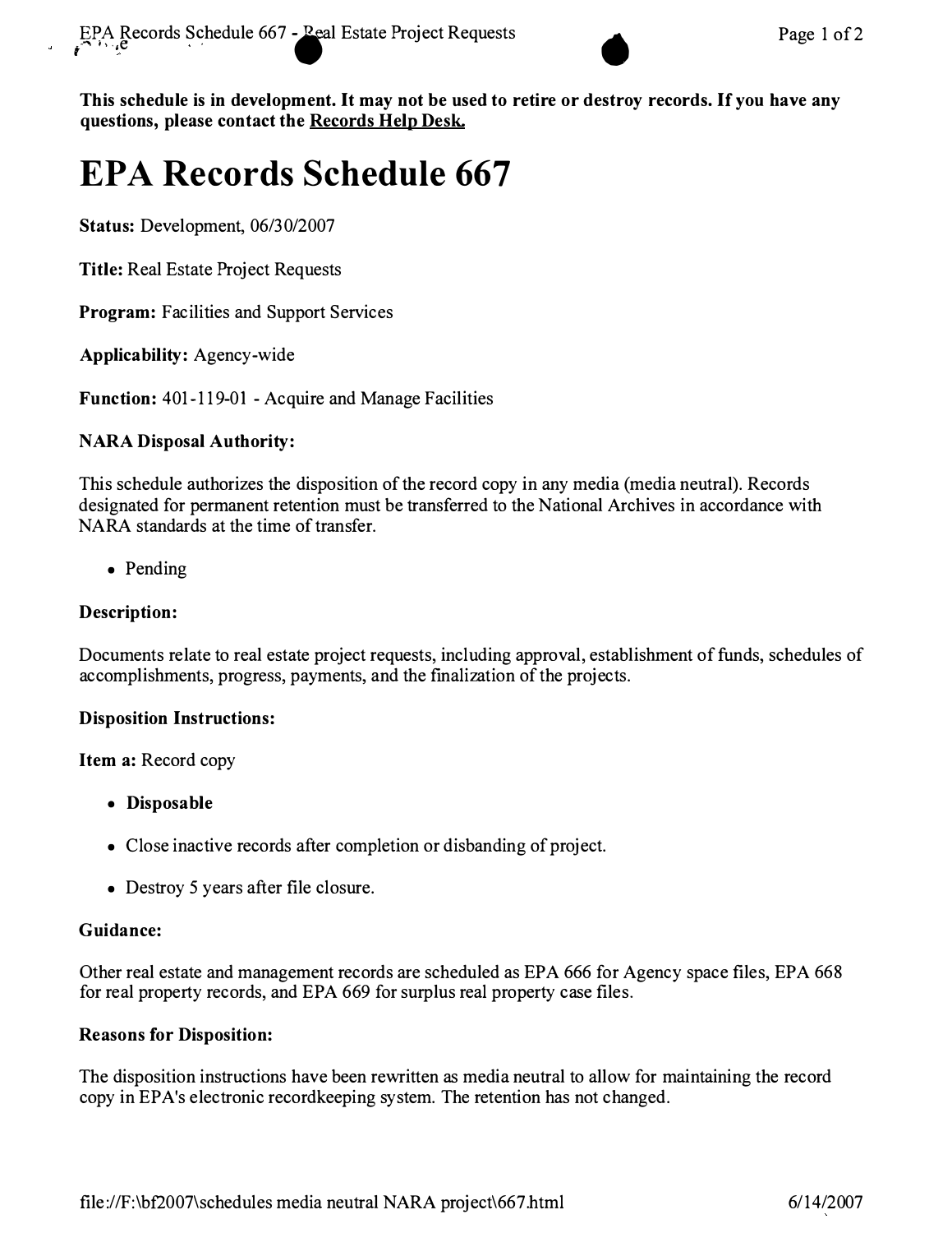**This schedule is in development. It may not be used to retire or destroy records. If you have any questions, please contact the Records Help Desk.**

# EPA Records Schedule 667

**Status:** Development, 06/30/2007

**Title:** Real Estate Project Requests

**Program:** Facilities and Support Services

**Applicability:** Agency-wide

**Function:** 401-119-01 - Acquire and Manage Facilities

**NARA Disposal Authority:**

This schedule authorizes the disposition of the record copy in any media (media neutral). Records designated for permanent retention must be transferred to the National Archives in accordance with NARA standards at the time of transfer.

- Pending

**Description:**

Documents relate to real estate project requests, including approval, establishment of funds, schedules of accomplishments, progress, payments, and the finalization of the projects.

**Disposition Instructions:**

**Item a:** Record copy

- **Disposable**
- Close inactive records after completion or disbanding of project.
- Destroy 5 years after file closure.

**Guidance:**

Other real estate and management records are scheduled as EPA 666 for Agency space files, EPA 668 for real property records, and EPA 669 for surplus real property case files.

**Reasons for Disposition:**

The disposition instructions have been rewritten as media neutral to allow for maintaining the record copy in EPA's electronic recordkeeping system. The retention has not changed.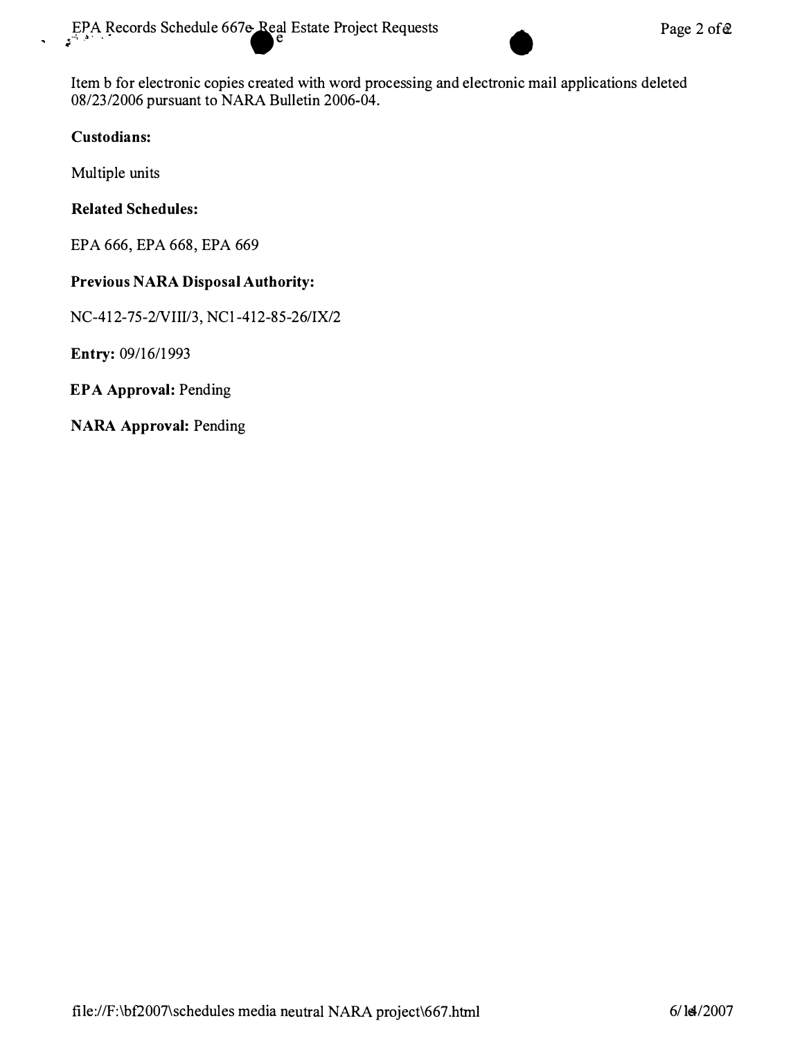Item b for electronic copies created with word processing and electronic mail applications deleted 08/23/2006 pursuant to NARA Bulletin 2006-04.

**Custodians:**

Multiple units

**Related Schedules:**

EPA 666, EPA 668, EPA 669

**Previous NARA Disposal Authority:**

NC-412-75-2/VIII/3, NC1-412-85-26/IX/2

**Entry:** 09/16/1993

**EPA Approval:** Pending

**NARA Approval:** Pending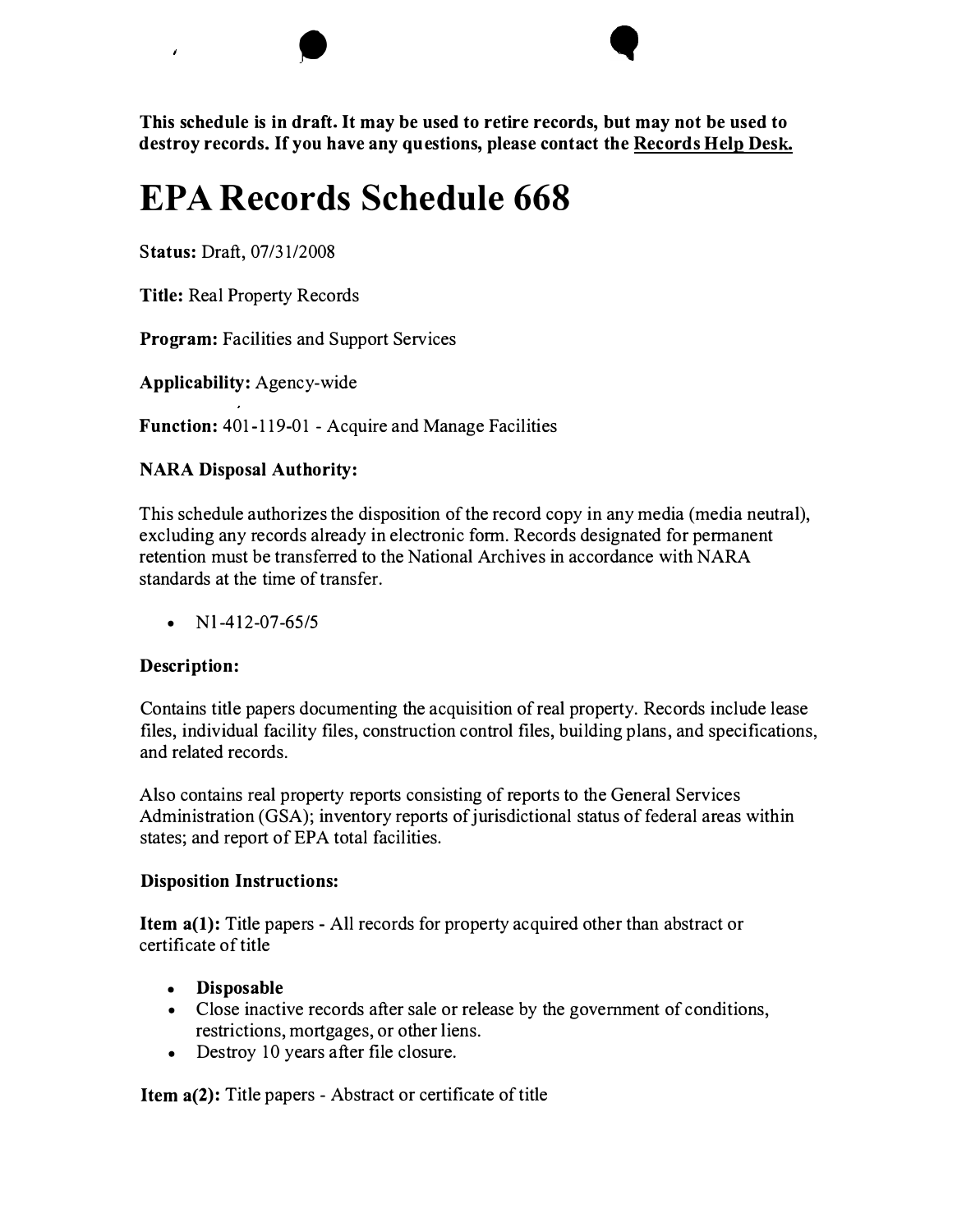**This schedule is in draft. It may be used to retire records, but may not be used to destroy records. If you have any questions, please contact the Records Help Desk.**

# EPA Records Schedule 668

**Status:** Draft, 07/31/2008

**Title:** Real Property Records

**Program:** Facilities and Support Services

**Applicability:** Agency-wide

**Function:** 401-119-01 - Acquire and Manage Facilities

**NARA Disposal Authority:**

This schedule authorizes the disposition of the record copy in any media (media neutral), excluding any records already in electronic form. Records designated for permanent retention must be transferred to the National Archives in accordance with NARA standards at the time of transfer.

- N1-412-07-65/5

**Description:**

Contains title papers documenting the acquisition of real property. Records include lease files, individual facility files, construction control files, building plans, and specifications, and related records.

Also contains real property reports consisting of reports to the General Services Administration (GSA); inventory reports of jurisdictional status of federal areas within states; and report of EPA total facilities.

**Disposition Instructions:**

**Item a(1):** Title papers - All records for property acquired other than abstract or certificate of title

- **Disposable**
- Close inactive records after sale or release by the government of conditions, restrictions, mortgages, or other liens.
- Destroy 10 years after file closure.

**Item a(2):** Title papers - Abstract or certificate of title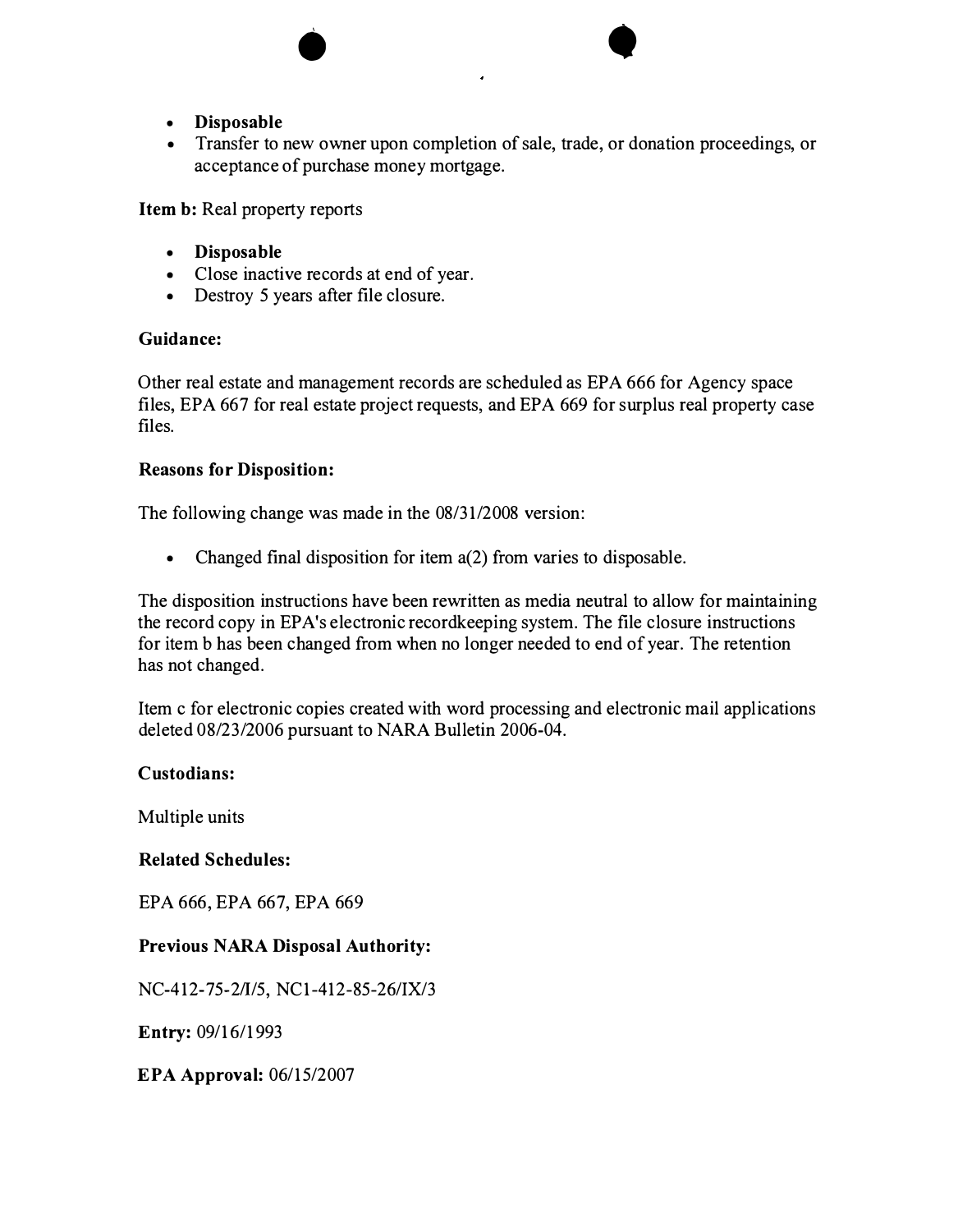- **Disposable**
- Transfer to new owner upon completion of sale, trade, or donation proceedings, or acceptance of purchase money mortgage.

**Item b:** Real property reports

- **Disposable**
- Close inactive records at end of year.
- Destroy 5 years after file closure.

**Guidance:**

Other real estate and management records are scheduled as EPA 666 for Agency space files, EPA 667 for real estate project requests, and EPA 669 for surplus real property case files.

**Reasons for Disposition:**

The following change was made in the 08/31/2008 version:

- Changed final disposition for item a(2) from varies to disposable.

The disposition instructions have been rewritten as media neutral to allow for maintaining the record copy in EPA's electronic recordkeeping system. The file closure instructions for item b has been changed from when no longer needed to end of year. The retention has not changed.

Item c for electronic copies created with word processing and electronic mail applications deleted 08/23/2006 pursuant to NARA Bulletin 2006-04.

**Custodians:**

Multiple units

**Related Schedules:**

EPA 666, EPA 667, EPA 669

**Previous NARA Disposal Authority:**

NC-412-75-2/I/5, NC1-412-85-26/IX/3

**Entry:** 09/16/1993

**EPA Approval:** 06/15/2007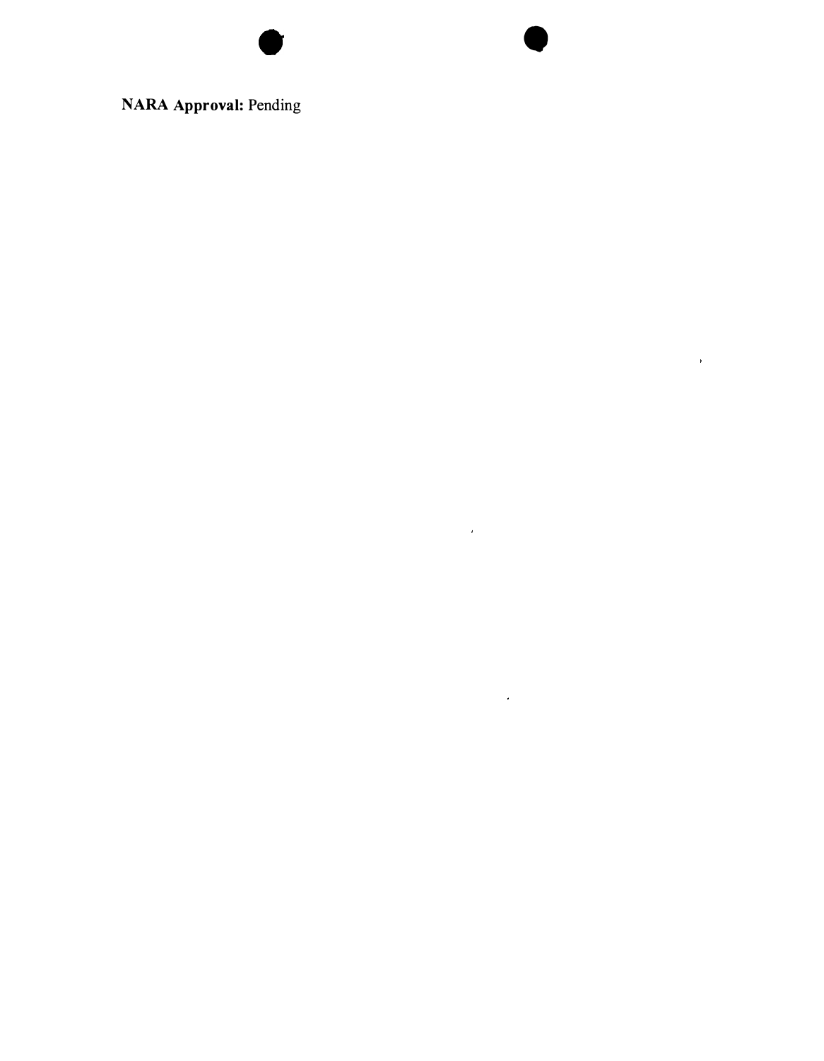**NARA Approval:** Pending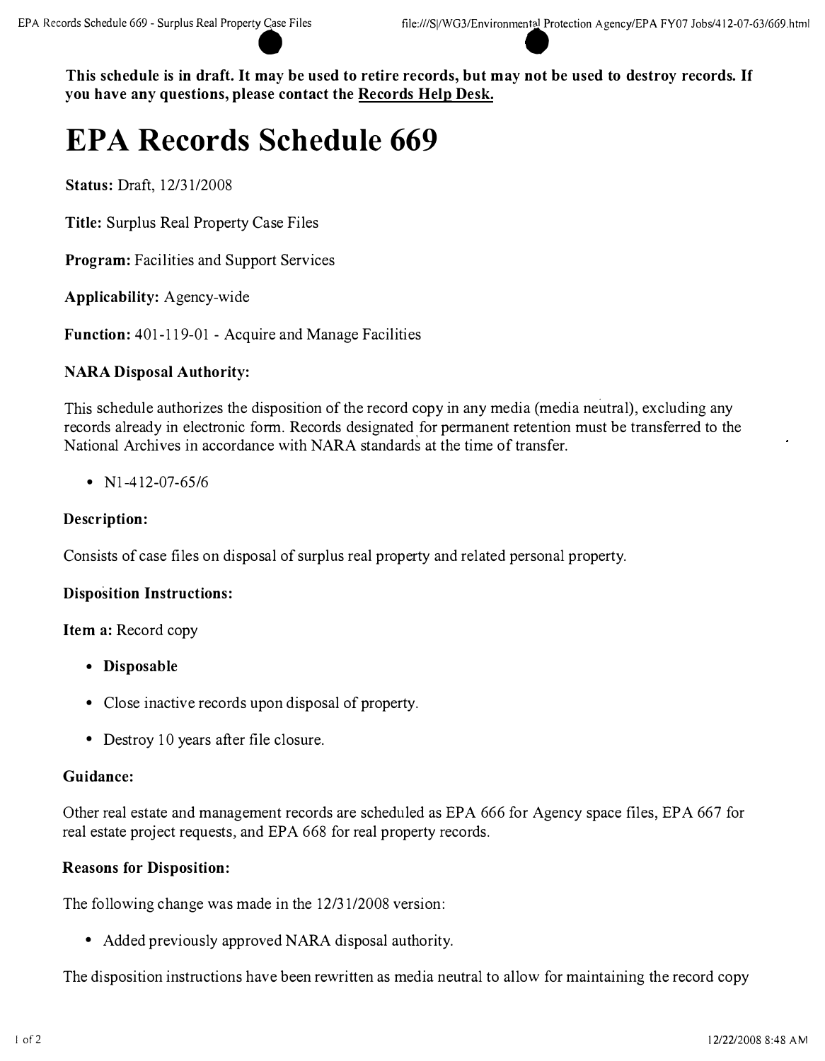**This schedule is in draft. It may be used to retire records, but may not be used to destroy records. If you have any questions, please contact the Records Help Desk.**

# EPA Records Schedule 669

**Status:** Draft, 12/31/2008

**Title:** Surplus Real Property Case Files

**Program:** Facilities and Support Services

**Applicability:** Agency-wide

**Function:** 401-119-01 - Acquire and Manage Facilities

### NARA Disposal Authority:

This schedule authorizes the disposition of the record copy in any media (media neutral), excluding any records already in electronic form. Records designated for permanent retention must be transferred to the National Archives in accordance with NARA standards at the time of transfer.

- N1-412-07-65/6

### Description:

Consists of case files on disposal of surplus real property and related personal property.

### Disposition Instructions:

**Item a:** Record copy

- **Disposable**
- Close inactive records upon disposal of property.
- Destroy 10 years after file closure.

### Guidance:

Other real estate and management records are scheduled as EPA 666 for Agency space files, EPA 667 for real estate project requests, and EPA 668 for real property records.

### Reasons for Disposition:

The following change was made in the 12/31/2008 version:

- Added previously approved NARA disposal authority.

The disposition instructions have been rewritten as media neutral to allow for maintaining the record copy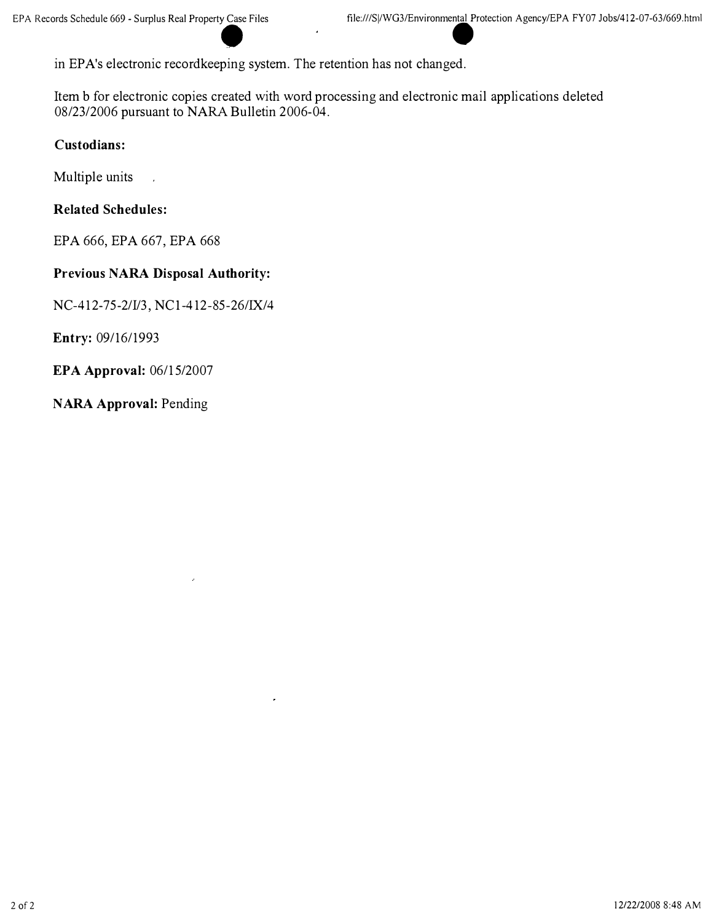in EPA's electronic recordkeeping system. The retention has not changed.

Item b for electronic copies created with word processing and electronic mail applications deleted 08/23/2006 pursuant to NARA Bulletin 2006-04.

**Custodians:**

Multiple units

**Related Schedules:**

EPA 666, EPA 667, EPA 668

**Previous NARA Disposal Authority:**

NC-412-75-2/I/3, NC1-412-85-26/IX/4

**Entry:** 09/16/1993

**EPA Approval:** 06/15/2007

**NARA Approval:** Pending